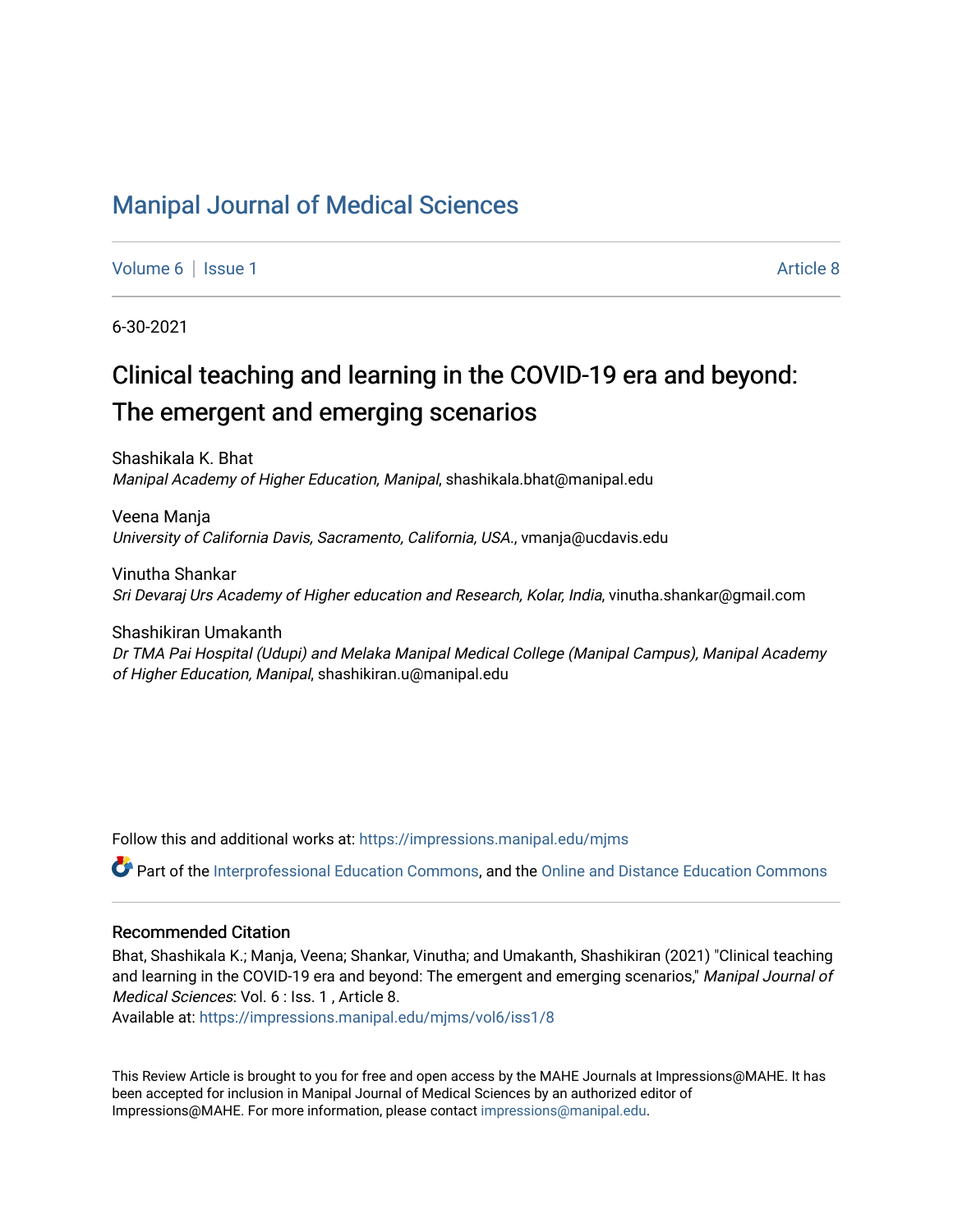# Manipal Journal of Medical Sciences

Volume 6 | Issue 1 Article 8

6-30-2021

## Clinical teaching and learning in the COVID-19 era and beyond: The emergent and emerging scenarios

Shashikala K. Bhat
*Manipal Academy of Higher Education, Manipal*, shashikala.bhat@manipal.edu

Veena Manja
*University of California Davis, Sacramento, California, USA.*, vmanja@ucdavis.edu

Vinutha Shankar
*Sri Devaraj Urs Academy of Higher education and Research, Kolar, India*, vinutha.shankar@gmail.com

Shashikiran Umakanth
*Dr TMA Pai Hospital (Udupi) and Melaka Manipal Medical College (Manipal Campus), Manipal Academy of Higher Education, Manipal*, shashikiran.u@manipal.edu

Follow this and additional works at: https://impressions.manipal.edu/mjms

Part of the Interprofessional Education Commons, and the Online and Distance Education Commons

### Recommended Citation

Bhat, Shashikala K.; Manja, Veena; Shankar, Vinutha; and Umakanth, Shashikiran (2021) "Clinical teaching and learning in the COVID-19 era and beyond: The emergent and emerging scenarios," *Manipal Journal of Medical Sciences*: Vol. 6 : Iss. 1 , Article 8.
Available at: https://impressions.manipal.edu/mjms/vol6/iss1/8

This Review Article is brought to you for free and open access by the MAHE Journals at Impressions@MAHE. It has been accepted for inclusion in Manipal Journal of Medical Sciences by an authorized editor of Impressions@MAHE. For more information, please contact impressions@manipal.edu.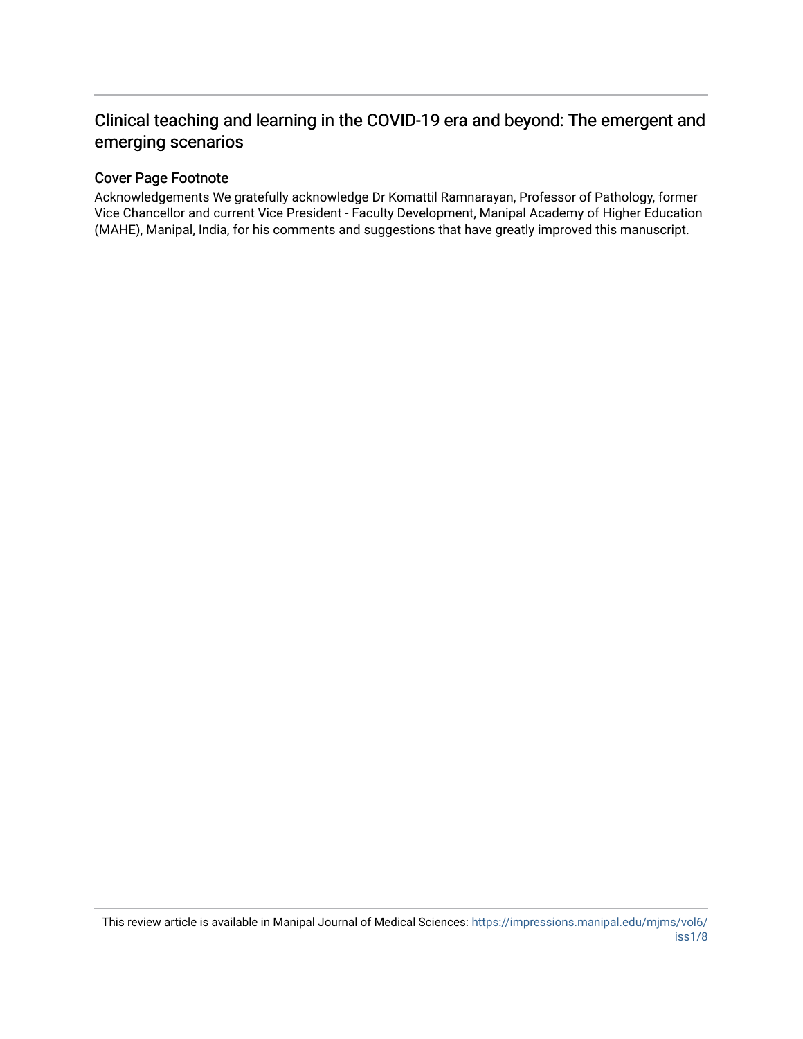## Clinical teaching and learning in the COVID-19 era and beyond: The emergent and emerging scenarios

### Cover Page Footnote

Acknowledgements We gratefully acknowledge Dr Komattil Ramnarayan, Professor of Pathology, former Vice Chancellor and current Vice President - Faculty Development, Manipal Academy of Higher Education (MAHE), Manipal, India, for his comments and suggestions that have greatly improved this manuscript.

This review article is available in Manipal Journal of Medical Sciences: https://impressions.manipal.edu/mjms/vol6/iss1/8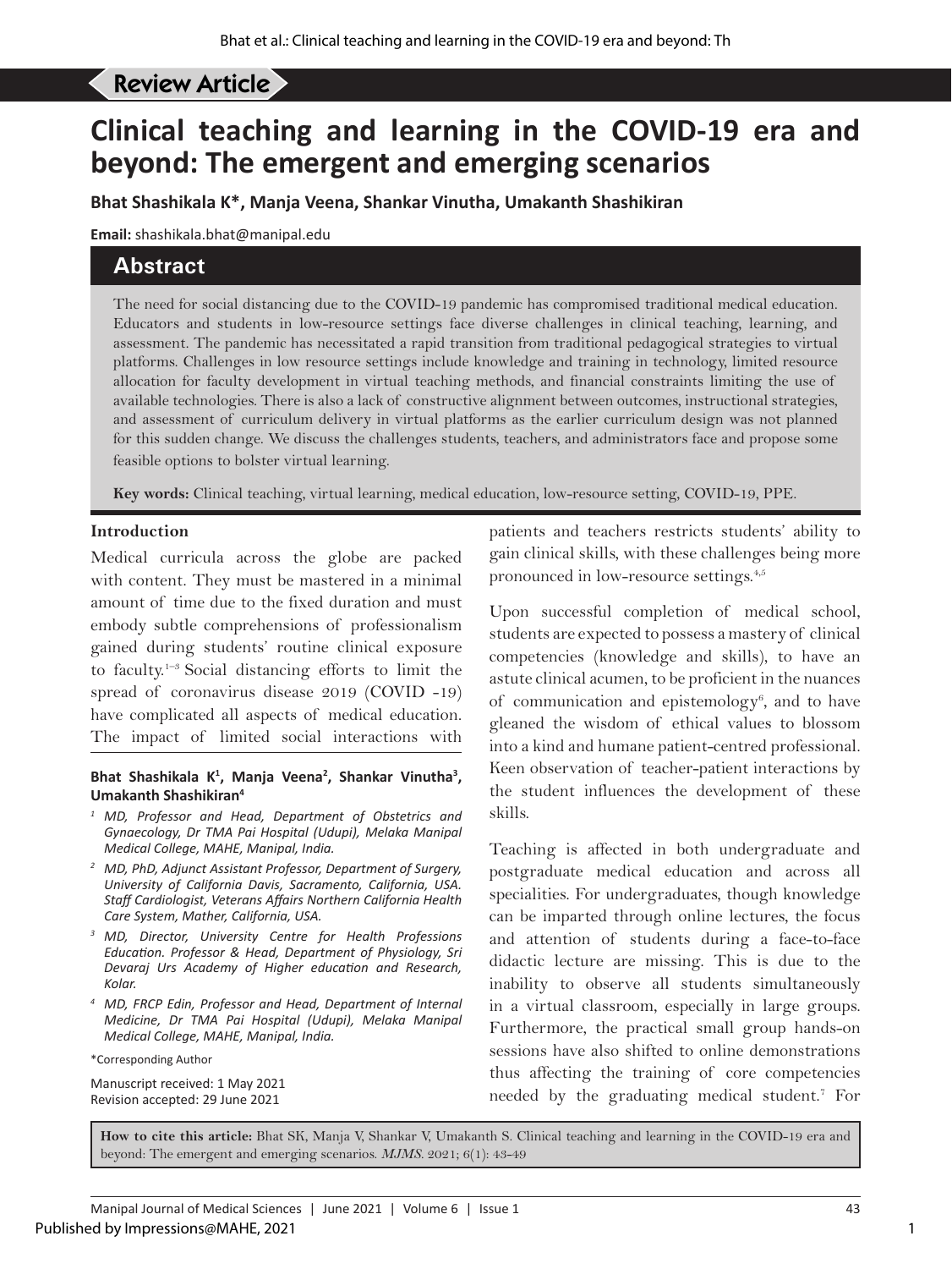Review Article

# Clinical teaching and learning in the COVID-19 era and beyond: The emergent and emerging scenarios

**Bhat Shashikala K*, Manja Veena, Shankar Vinutha, Umakanth Shashikiran**

**Email:** shashikala.bhat@manipal.edu

## Abstract

The need for social distancing due to the COVID-19 pandemic has compromised traditional medical education. Educators and students in low-resource settings face diverse challenges in clinical teaching, learning, and assessment. The pandemic has necessitated a rapid transition from traditional pedagogical strategies to virtual platforms. Challenges in low resource settings include knowledge and training in technology, limited resource allocation for faculty development in virtual teaching methods, and financial constraints limiting the use of available technologies. There is also a lack of constructive alignment between outcomes, instructional strategies, and assessment of curriculum delivery in virtual platforms as the earlier curriculum design was not planned for this sudden change. We discuss the challenges students, teachers, and administrators face and propose some feasible options to bolster virtual learning.

**Key words:** Clinical teaching, virtual learning, medical education, low-resource setting, COVID-19, PPE.

### Introduction

Medical curricula across the globe are packed with content. They must be mastered in a minimal amount of time due to the fixed duration and must embody subtle comprehensions of professionalism gained during students' routine clinical exposure to faculty.[1–3] Social distancing efforts to limit the spread of coronavirus disease 2019 (COVID -19) have complicated all aspects of medical education. The impact of limited social interactions with patients and teachers restricts students' ability to gain clinical skills, with these challenges being more pronounced in low-resource settings.[4,5]

Upon successful completion of medical school, students are expected to possess a mastery of clinical competencies (knowledge and skills), to have an astute clinical acumen, to be proficient in the nuances of communication and epistemology[6], and to have gleaned the wisdom of ethical values to blossom into a kind and humane patient-centred professional. Keen observation of teacher-patient interactions by the student influences the development of these skills.

Teaching is affected in both undergraduate and postgraduate medical education and across all specialities. For undergraduates, though knowledge can be imparted through online lectures, the focus and attention of students during a face-to-face didactic lecture are missing. This is due to the inability to observe all students simultaneously in a virtual classroom, especially in large groups. Furthermore, the practical small group hands-on sessions have also shifted to online demonstrations thus affecting the training of core competencies needed by the graduating medical student.[7] For

**Bhat Shashikala K[1], Manja Veena[2], Shankar Vinutha[3], Umakanth Shashikiran[4]**

*[1] MD, Professor and Head, Department of Obstetrics and Gynaecology, Dr TMA Pai Hospital (Udupi), Melaka Manipal Medical College, MAHE, Manipal, India.*

*[2] MD, PhD, Adjunct Assistant Professor, Department of Surgery, University of California Davis, Sacramento, California, USA. Staff Cardiologist, Veterans Affairs Northern California Health Care System, Mather, California, USA.*

*[3] MD, Director, University Centre for Health Professions Education. Professor & Head, Department of Physiology, Sri Devaraj Urs Academy of Higher education and Research, Kolar.*

*[4] MD, FRCP Edin, Professor and Head, Department of Internal Medicine, Dr TMA Pai Hospital (Udupi), Melaka Manipal Medical College, MAHE, Manipal, India.*

*Corresponding Author

Manuscript received: 1 May 2021
Revision accepted: 29 June 2021

**How to cite this article:** Bhat SK, Manja V, Shankar V, Umakanth S. Clinical teaching and learning in the COVID-19 era and beyond: The emergent and emerging scenarios. *MJMS*. 2021; 6(1): 43-49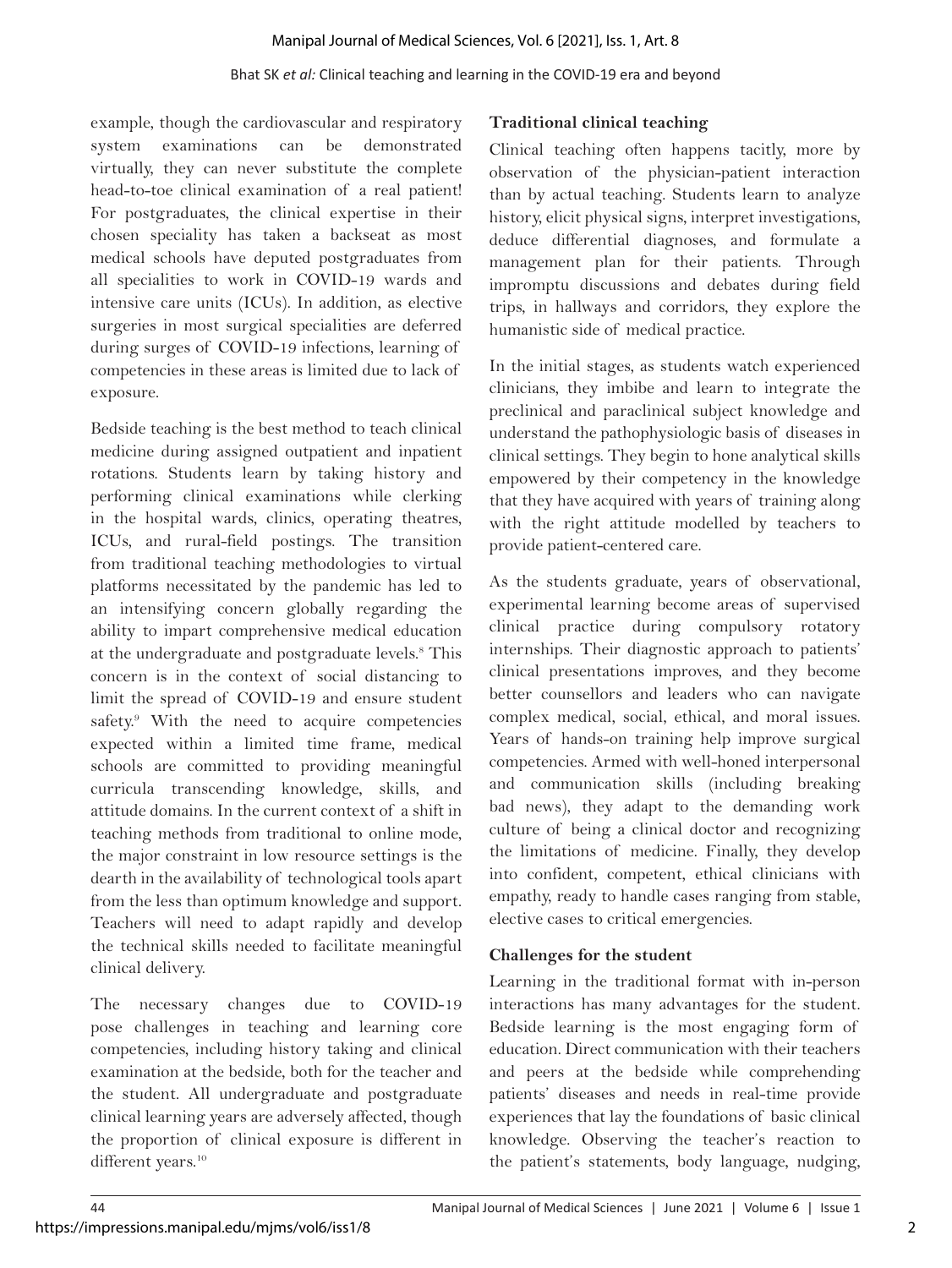example, though the cardiovascular and respiratory system examinations can be demonstrated virtually, they can never substitute the complete head-to-toe clinical examination of a real patient! For postgraduates, the clinical expertise in their chosen speciality has taken a backseat as most medical schools have deputed postgraduates from all specialities to work in COVID-19 wards and intensive care units (ICUs). In addition, as elective surgeries in most surgical specialities are deferred during surges of COVID-19 infections, learning of competencies in these areas is limited due to lack of exposure.

Bedside teaching is the best method to teach clinical medicine during assigned outpatient and inpatient rotations. Students learn by taking history and performing clinical examinations while clerking in the hospital wards, clinics, operating theatres, ICUs, and rural-field postings. The transition from traditional teaching methodologies to virtual platforms necessitated by the pandemic has led to an intensifying concern globally regarding the ability to impart comprehensive medical education at the undergraduate and postgraduate levels.[8] This concern is in the context of social distancing to limit the spread of COVID-19 and ensure student safety.[9] With the need to acquire competencies expected within a limited time frame, medical schools are committed to providing meaningful curricula transcending knowledge, skills, and attitude domains. In the current context of a shift in teaching methods from traditional to online mode, the major constraint in low resource settings is the dearth in the availability of technological tools apart from the less than optimum knowledge and support. Teachers will need to adapt rapidly and develop the technical skills needed to facilitate meaningful clinical delivery.

The necessary changes due to COVID-19 pose challenges in teaching and learning core competencies, including history taking and clinical examination at the bedside, both for the teacher and the student. All undergraduate and postgraduate clinical learning years are adversely affected, though the proportion of clinical exposure is different in different years.[10]

**Traditional clinical teaching**

Clinical teaching often happens tacitly, more by observation of the physician-patient interaction than by actual teaching. Students learn to analyze history, elicit physical signs, interpret investigations, deduce differential diagnoses, and formulate a management plan for their patients. Through impromptu discussions and debates during field trips, in hallways and corridors, they explore the humanistic side of medical practice.

In the initial stages, as students watch experienced clinicians, they imbibe and learn to integrate the preclinical and paraclinical subject knowledge and understand the pathophysiologic basis of diseases in clinical settings. They begin to hone analytical skills empowered by their competency in the knowledge that they have acquired with years of training along with the right attitude modelled by teachers to provide patient-centered care.

As the students graduate, years of observational, experimental learning become areas of supervised clinical practice during compulsory rotatory internships. Their diagnostic approach to patients' clinical presentations improves, and they become better counsellors and leaders who can navigate complex medical, social, ethical, and moral issues. Years of hands-on training help improve surgical competencies. Armed with well-honed interpersonal and communication skills (including breaking bad news), they adapt to the demanding work culture of being a clinical doctor and recognizing the limitations of medicine. Finally, they develop into confident, competent, ethical clinicians with empathy, ready to handle cases ranging from stable, elective cases to critical emergencies.

**Challenges for the student**

Learning in the traditional format with in-person interactions has many advantages for the student. Bedside learning is the most engaging form of education. Direct communication with their teachers and peers at the bedside while comprehending patients' diseases and needs in real-time provide experiences that lay the foundations of basic clinical knowledge. Observing the teacher's reaction to the patient's statements, body language, nudging,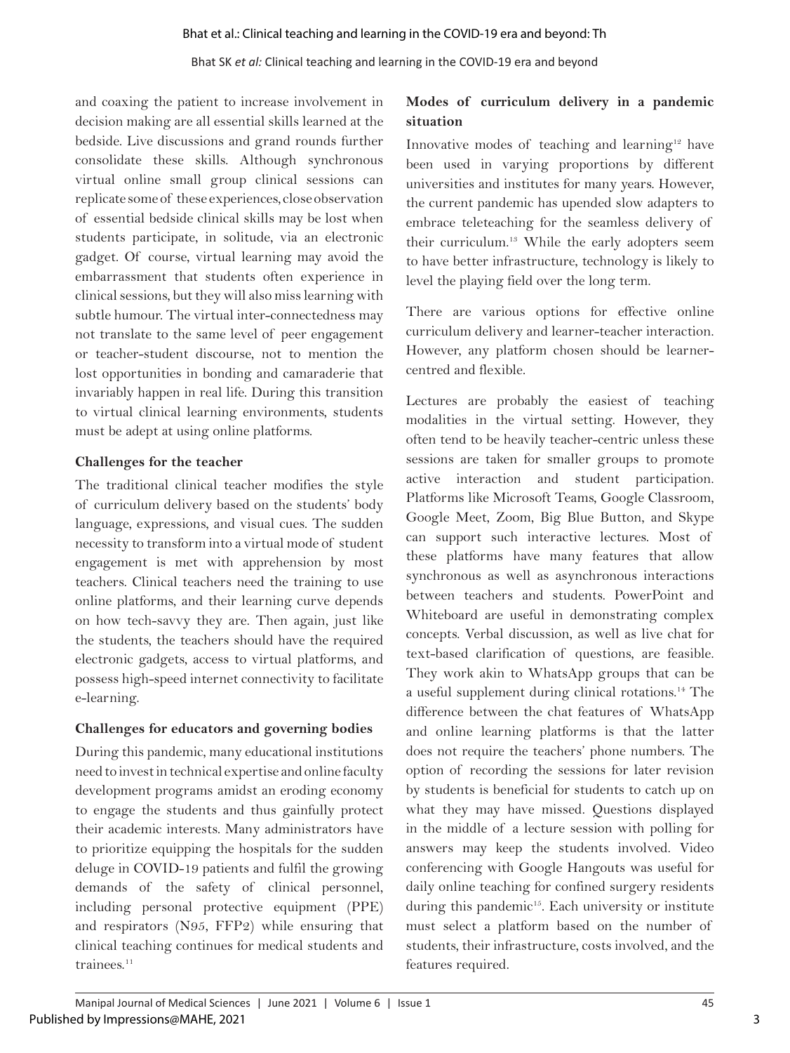and coaxing the patient to increase involvement in decision making are all essential skills learned at the bedside. Live discussions and grand rounds further consolidate these skills. Although synchronous virtual online small group clinical sessions can replicate some of these experiences, close observation of essential bedside clinical skills may be lost when students participate, in solitude, via an electronic gadget. Of course, virtual learning may avoid the embarrassment that students often experience in clinical sessions, but they will also miss learning with subtle humour. The virtual inter-connectedness may not translate to the same level of peer engagement or teacher-student discourse, not to mention the lost opportunities in bonding and camaraderie that invariably happen in real life. During this transition to virtual clinical learning environments, students must be adept at using online platforms.

**Challenges for the teacher**

The traditional clinical teacher modifies the style of curriculum delivery based on the students' body language, expressions, and visual cues. The sudden necessity to transform into a virtual mode of student engagement is met with apprehension by most teachers. Clinical teachers need the training to use online platforms, and their learning curve depends on how tech-savvy they are. Then again, just like the students, the teachers should have the required electronic gadgets, access to virtual platforms, and possess high-speed internet connectivity to facilitate e-learning.

**Challenges for educators and governing bodies**

During this pandemic, many educational institutions need to invest in technical expertise and online faculty development programs amidst an eroding economy to engage the students and thus gainfully protect their academic interests. Many administrators have to prioritize equipping the hospitals for the sudden deluge in COVID-19 patients and fulfil the growing demands of the safety of clinical personnel, including personal protective equipment (PPE) and respirators (N95, FFP2) while ensuring that clinical teaching continues for medical students and trainees.[11]

**Modes of curriculum delivery in a pandemic situation**

Innovative modes of teaching and learning[12] have been used in varying proportions by different universities and institutes for many years. However, the current pandemic has upended slow adapters to embrace teleteaching for the seamless delivery of their curriculum.[13] While the early adopters seem to have better infrastructure, technology is likely to level the playing field over the long term.

There are various options for effective online curriculum delivery and learner-teacher interaction. However, any platform chosen should be learner-centred and flexible.

Lectures are probably the easiest of teaching modalities in the virtual setting. However, they often tend to be heavily teacher-centric unless these sessions are taken for smaller groups to promote active interaction and student participation. Platforms like Microsoft Teams, Google Classroom, Google Meet, Zoom, Big Blue Button, and Skype can support such interactive lectures. Most of these platforms have many features that allow synchronous as well as asynchronous interactions between teachers and students. PowerPoint and Whiteboard are useful in demonstrating complex concepts. Verbal discussion, as well as live chat for text-based clarification of questions, are feasible. They work akin to WhatsApp groups that can be a useful supplement during clinical rotations.[14] The difference between the chat features of WhatsApp and online learning platforms is that the latter does not require the teachers' phone numbers. The option of recording the sessions for later revision by students is beneficial for students to catch up on what they may have missed. Questions displayed in the middle of a lecture session with polling for answers may keep the students involved. Video conferencing with Google Hangouts was useful for daily online teaching for confined surgery residents during this pandemic[15]. Each university or institute must select a platform based on the number of students, their infrastructure, costs involved, and the features required.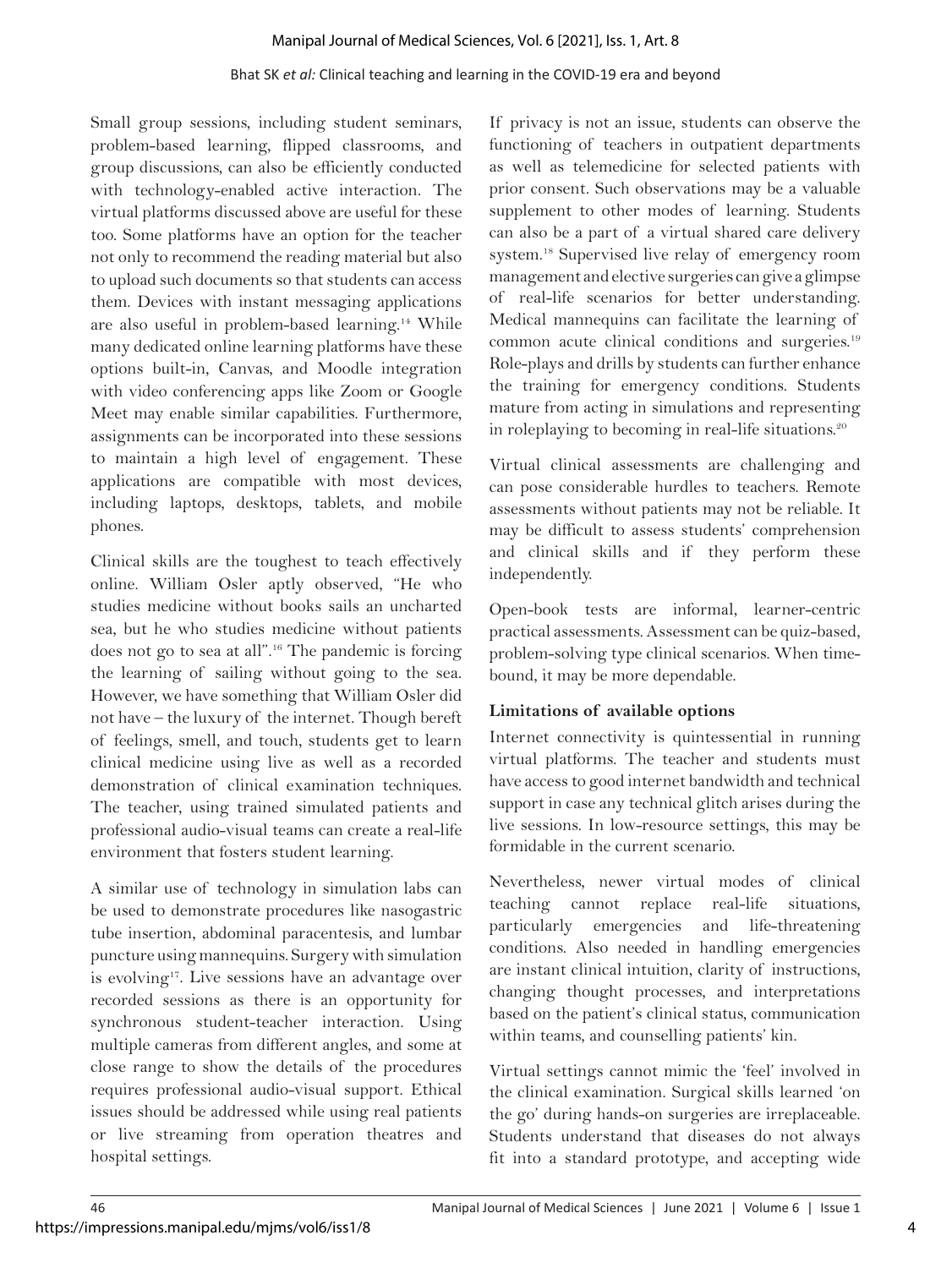Small group sessions, including student seminars, problem-based learning, flipped classrooms, and group discussions, can also be efficiently conducted with technology-enabled active interaction. The virtual platforms discussed above are useful for these too. Some platforms have an option for the teacher not only to recommend the reading material but also to upload such documents so that students can access them. Devices with instant messaging applications are also useful in problem-based learning.[14] While many dedicated online learning platforms have these options built-in, Canvas, and Moodle integration with video conferencing apps like Zoom or Google Meet may enable similar capabilities. Furthermore, assignments can be incorporated into these sessions to maintain a high level of engagement. These applications are compatible with most devices, including laptops, desktops, tablets, and mobile phones.

Clinical skills are the toughest to teach effectively online. William Osler aptly observed, "He who studies medicine without books sails an uncharted sea, but he who studies medicine without patients does not go to sea at all".[16] The pandemic is forcing the learning of sailing without going to the sea. However, we have something that William Osler did not have – the luxury of the internet. Though bereft of feelings, smell, and touch, students get to learn clinical medicine using live as well as a recorded demonstration of clinical examination techniques. The teacher, using trained simulated patients and professional audio-visual teams can create a real-life environment that fosters student learning.

A similar use of technology in simulation labs can be used to demonstrate procedures like nasogastric tube insertion, abdominal paracentesis, and lumbar puncture using mannequins. Surgery with simulation is evolving[17]. Live sessions have an advantage over recorded sessions as there is an opportunity for synchronous student-teacher interaction. Using multiple cameras from different angles, and some at close range to show the details of the procedures requires professional audio-visual support. Ethical issues should be addressed while using real patients or live streaming from operation theatres and hospital settings.

If privacy is not an issue, students can observe the functioning of teachers in outpatient departments as well as telemedicine for selected patients with prior consent. Such observations may be a valuable supplement to other modes of learning. Students can also be a part of a virtual shared care delivery system.[18] Supervised live relay of emergency room management and elective surgeries can give a glimpse of real-life scenarios for better understanding. Medical mannequins can facilitate the learning of common acute clinical conditions and surgeries.[19] Role-plays and drills by students can further enhance the training for emergency conditions. Students mature from acting in simulations and representing in roleplaying to becoming in real-life situations.[20]

Virtual clinical assessments are challenging and can pose considerable hurdles to teachers. Remote assessments without patients may not be reliable. It may be difficult to assess students' comprehension and clinical skills and if they perform these independently.

Open-book tests are informal, learner-centric practical assessments. Assessment can be quiz-based, problem-solving type clinical scenarios. When time-bound, it may be more dependable.

### Limitations of available options

Internet connectivity is quintessential in running virtual platforms. The teacher and students must have access to good internet bandwidth and technical support in case any technical glitch arises during the live sessions. In low-resource settings, this may be formidable in the current scenario.

Nevertheless, newer virtual modes of clinical teaching cannot replace real-life situations, particularly emergencies and life-threatening conditions. Also needed in handling emergencies are instant clinical intuition, clarity of instructions, changing thought processes, and interpretations based on the patient's clinical status, communication within teams, and counselling patients' kin.

Virtual settings cannot mimic the 'feel' involved in the clinical examination. Surgical skills learned 'on the go' during hands-on surgeries are irreplaceable. Students understand that diseases do not always fit into a standard prototype, and accepting wide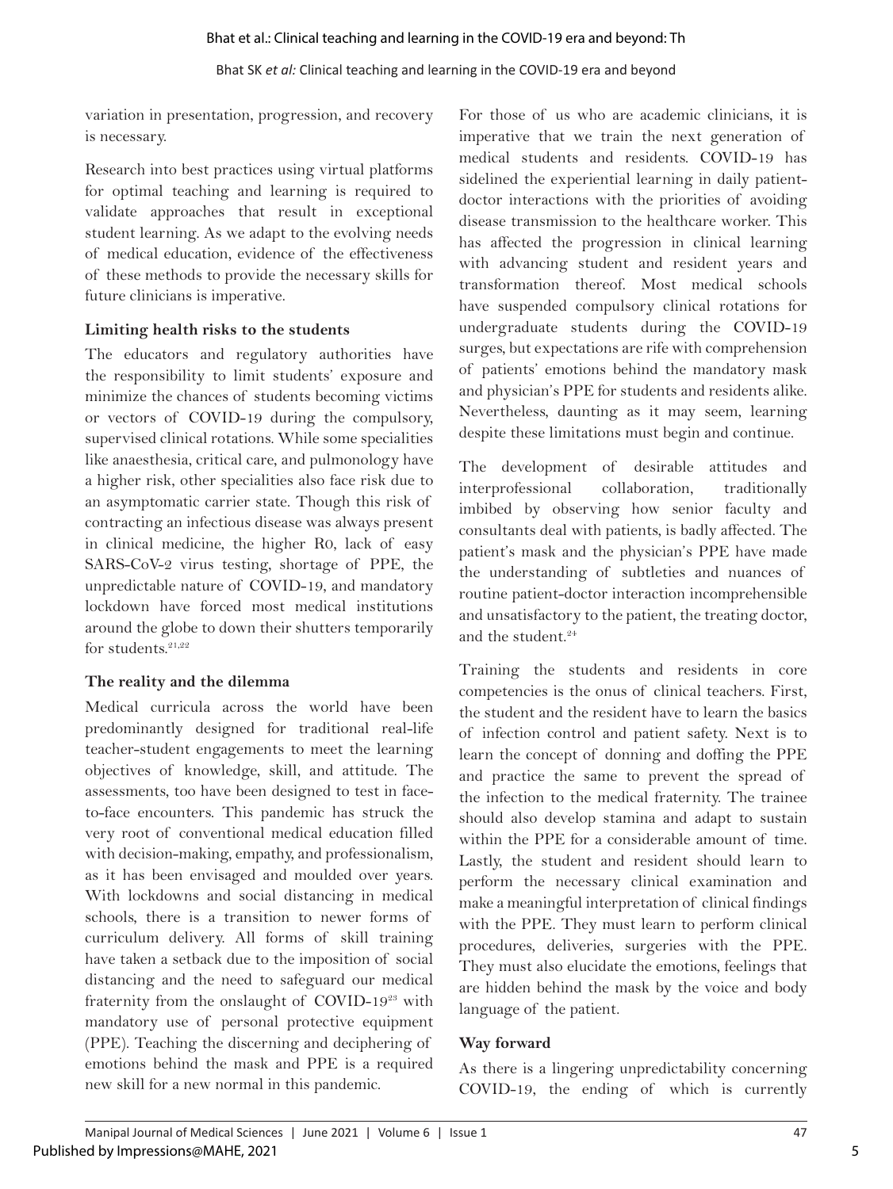variation in presentation, progression, and recovery is necessary.

Research into best practices using virtual platforms for optimal teaching and learning is required to validate approaches that result in exceptional student learning. As we adapt to the evolving needs of medical education, evidence of the effectiveness of these methods to provide the necessary skills for future clinicians is imperative.

**Limiting health risks to the students**

The educators and regulatory authorities have the responsibility to limit students' exposure and minimize the chances of students becoming victims or vectors of COVID-19 during the compulsory, supervised clinical rotations. While some specialities like anaesthesia, critical care, and pulmonology have a higher risk, other specialities also face risk due to an asymptomatic carrier state. Though this risk of contracting an infectious disease was always present in clinical medicine, the higher R0, lack of easy SARS-CoV-2 virus testing, shortage of PPE, the unpredictable nature of COVID-19, and mandatory lockdown have forced most medical institutions around the globe to down their shutters temporarily for students.[21,22]

**The reality and the dilemma**

Medical curricula across the world have been predominantly designed for traditional real-life teacher-student engagements to meet the learning objectives of knowledge, skill, and attitude. The assessments, too have been designed to test in face-to-face encounters. This pandemic has struck the very root of conventional medical education filled with decision-making, empathy, and professionalism, as it has been envisaged and moulded over years. With lockdowns and social distancing in medical schools, there is a transition to newer forms of curriculum delivery. All forms of skill training have taken a setback due to the imposition of social distancing and the need to safeguard our medical fraternity from the onslaught of COVID-19[23] with mandatory use of personal protective equipment (PPE). Teaching the discerning and deciphering of emotions behind the mask and PPE is a required new skill for a new normal in this pandemic.

For those of us who are academic clinicians, it is imperative that we train the next generation of medical students and residents. COVID-19 has sidelined the experiential learning in daily patient-doctor interactions with the priorities of avoiding disease transmission to the healthcare worker. This has affected the progression in clinical learning with advancing student and resident years and transformation thereof. Most medical schools have suspended compulsory clinical rotations for undergraduate students during the COVID-19 surges, but expectations are rife with comprehension of patients' emotions behind the mandatory mask and physician's PPE for students and residents alike. Nevertheless, daunting as it may seem, learning despite these limitations must begin and continue.

The development of desirable attitudes and interprofessional collaboration, traditionally imbibed by observing how senior faculty and consultants deal with patients, is badly affected. The patient's mask and the physician's PPE have made the understanding of subtleties and nuances of routine patient-doctor interaction incomprehensible and unsatisfactory to the patient, the treating doctor, and the student.[24]

Training the students and residents in core competencies is the onus of clinical teachers. First, the student and the resident have to learn the basics of infection control and patient safety. Next is to learn the concept of donning and doffing the PPE and practice the same to prevent the spread of the infection to the medical fraternity. The trainee should also develop stamina and adapt to sustain within the PPE for a considerable amount of time. Lastly, the student and resident should learn to perform the necessary clinical examination and make a meaningful interpretation of clinical findings with the PPE. They must learn to perform clinical procedures, deliveries, surgeries with the PPE. They must also elucidate the emotions, feelings that are hidden behind the mask by the voice and body language of the patient.

**Way forward**

As there is a lingering unpredictability concerning COVID-19, the ending of which is currently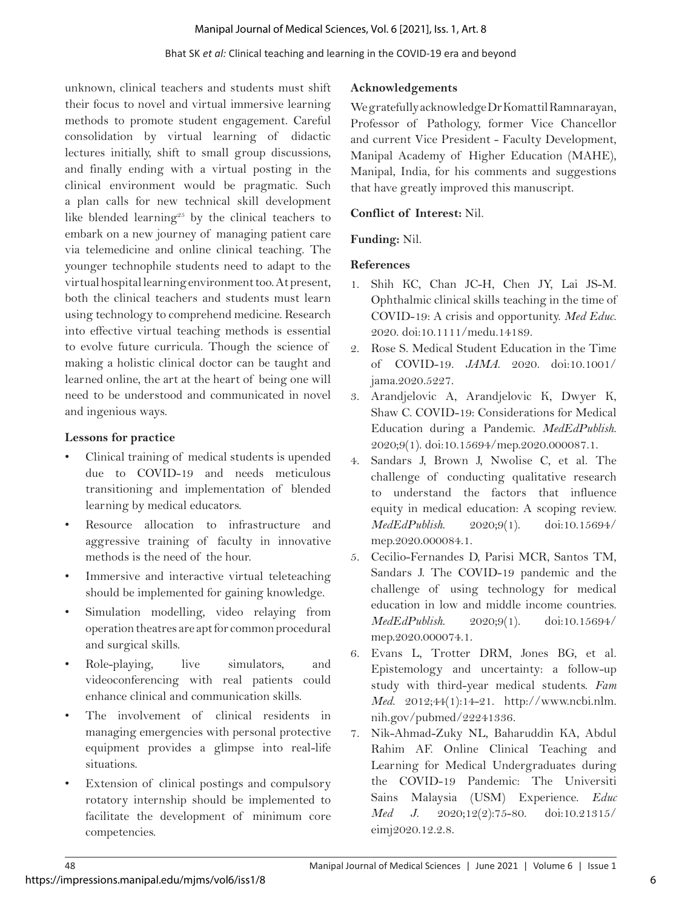unknown, clinical teachers and students must shift their focus to novel and virtual immersive learning methods to promote student engagement. Careful consolidation by virtual learning of didactic lectures initially, shift to small group discussions, and finally ending with a virtual posting in the clinical environment would be pragmatic. Such a plan calls for new technical skill development like blended learning[25] by the clinical teachers to embark on a new journey of managing patient care via telemedicine and online clinical teaching. The younger technophile students need to adapt to the virtual hospital learning environment too. At present, both the clinical teachers and students must learn using technology to comprehend medicine. Research into effective virtual teaching methods is essential to evolve future curricula. Though the science of making a holistic clinical doctor can be taught and learned online, the art at the heart of being one will need to be understood and communicated in novel and ingenious ways.

**Lessons for practice**

- Clinical training of medical students is upended due to COVID-19 and needs meticulous transitioning and implementation of blended learning by medical educators.
- Resource allocation to infrastructure and aggressive training of faculty in innovative methods is the need of the hour.
- Immersive and interactive virtual teleteaching should be implemented for gaining knowledge.
- Simulation modelling, video relaying from operation theatres are apt for common procedural and surgical skills.
- Role-playing, live simulators, and videoconferencing with real patients could enhance clinical and communication skills.
- The involvement of clinical residents in managing emergencies with personal protective equipment provides a glimpse into real-life situations.
- Extension of clinical postings and compulsory rotatory internship should be implemented to facilitate the development of minimum core competencies.

**Acknowledgements**

We gratefully acknowledge Dr Komattil Ramnarayan, Professor of Pathology, former Vice Chancellor and current Vice President - Faculty Development, Manipal Academy of Higher Education (MAHE), Manipal, India, for his comments and suggestions that have greatly improved this manuscript.

**Conflict of Interest:** Nil.

**Funding:** Nil.

**References**

1. Shih KC, Chan JC-H, Chen JY, Lai JS-M. Ophthalmic clinical skills teaching in the time of COVID-19: A crisis and opportunity. *Med Educ*. 2020. doi:10.1111/medu.14189.
2. Rose S. Medical Student Education in the Time of COVID-19. *JAMA*. 2020. doi:10.1001/jama.2020.5227.
3. Arandjelovic A, Arandjelovic K, Dwyer K, Shaw C. COVID-19: Considerations for Medical Education during a Pandemic. *MedEdPublish*. 2020;9(1). doi:10.15694/mep.2020.000087.1.
4. Sandars J, Brown J, Nwolise C, et al. The challenge of conducting qualitative research to understand the factors that influence equity in medical education: A scoping review. *MedEdPublish*. 2020;9(1). doi:10.15694/mep.2020.000084.1.
5. Cecilio-Fernandes D, Parisi MCR, Santos TM, Sandars J. The COVID-19 pandemic and the challenge of using technology for medical education in low and middle income countries. *MedEdPublish*. 2020;9(1). doi:10.15694/mep.2020.000074.1.
6. Evans L, Trotter DRM, Jones BG, et al. Epistemology and uncertainty: a follow-up study with third-year medical students. *Fam Med*. 2012;44(1):14-21. http://www.ncbi.nlm.nih.gov/pubmed/22241336.
7. Nik-Ahmad-Zuky NL, Baharuddin KA, Abdul Rahim AF. Online Clinical Teaching and Learning for Medical Undergraduates during the COVID-19 Pandemic: The Universiti Sains Malaysia (USM) Experience. *Educ Med J*. 2020;12(2):75-80. doi:10.21315/eimj2020.12.2.8.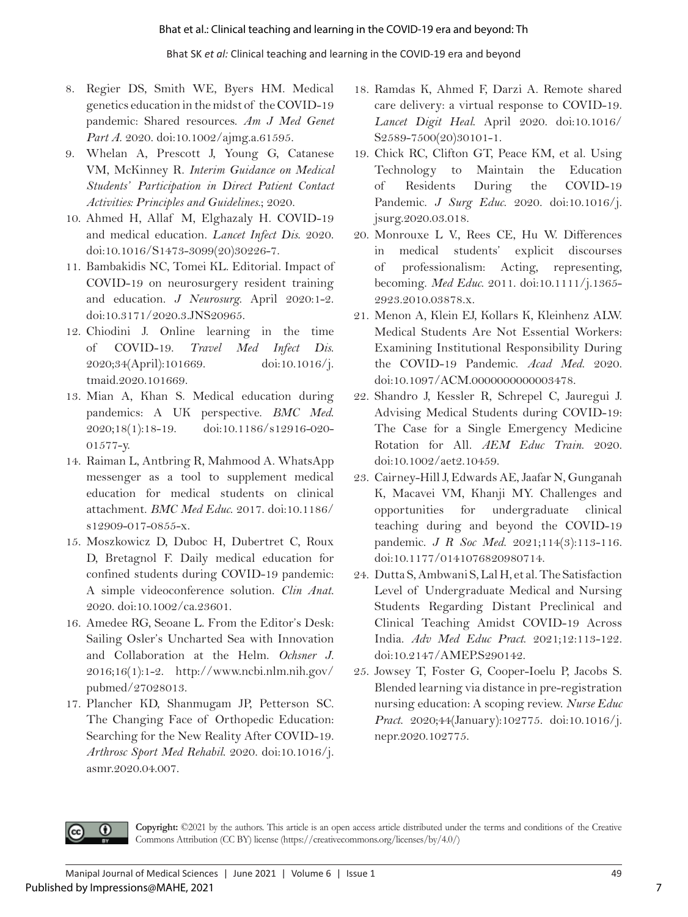8. Regier DS, Smith WE, Byers HM. Medical genetics education in the midst of the COVID-19 pandemic: Shared resources. *Am J Med Genet Part A*. 2020. doi:10.1002/ajmg.a.61595.
9. Whelan A, Prescott J, Young G, Catanese VM, McKinney R. *Interim Guidance on Medical Students' Participation in Direct Patient Contact Activities: Principles and Guidelines.*; 2020.
10. Ahmed H, Allaf M, Elghazaly H. COVID-19 and medical education. *Lancet Infect Dis*. 2020. doi:10.1016/S1473-3099(20)30226-7.
11. Bambakidis NC, Tomei KL. Editorial. Impact of COVID-19 on neurosurgery resident training and education. *J Neurosurg*. April 2020:1-2. doi:10.3171/2020.3.JNS20965.
12. Chiodini J. Online learning in the time of COVID-19. *Travel Med Infect Dis*. 2020;34(April):101669. doi:10.1016/j.tmaid.2020.101669.
13. Mian A, Khan S. Medical education during pandemics: A UK perspective. *BMC Med*. 2020;18(1):18-19. doi:10.1186/s12916-020-01577-y.
14. Raiman L, Antbring R, Mahmood A. WhatsApp messenger as a tool to supplement medical education for medical students on clinical attachment. *BMC Med Educ*. 2017. doi:10.1186/s12909-017-0855-x.
15. Moszkowicz D, Duboc H, Dubertret C, Roux D, Bretagnol F. Daily medical education for confined students during COVID-19 pandemic: A simple videoconference solution. *Clin Anat*. 2020. doi:10.1002/ca.23601.
16. Amedee RG, Seoane L. From the Editor's Desk: Sailing Osler's Uncharted Sea with Innovation and Collaboration at the Helm. *Ochsner J*. 2016;16(1):1-2. http://www.ncbi.nlm.nih.gov/pubmed/27028013.
17. Plancher KD, Shanmugam JP, Petterson SC. The Changing Face of Orthopedic Education: Searching for the New Reality After COVID-19. *Arthrosc Sport Med Rehabil*. 2020. doi:10.1016/j.asmr.2020.04.007.
18. Ramdas K, Ahmed F, Darzi A. Remote shared care delivery: a virtual response to COVID-19. *Lancet Digit Heal*. April 2020. doi:10.1016/S2589-7500(20)30101-1.
19. Chick RC, Clifton GT, Peace KM, et al. Using Technology to Maintain the Education of Residents During the COVID-19 Pandemic. *J Surg Educ*. 2020. doi:10.1016/j.jsurg.2020.03.018.
20. Monrouxe L V., Rees CE, Hu W. Differences in medical students' explicit discourses of professionalism: Acting, representing, becoming. *Med Educ*. 2011. doi:10.1111/j.1365-2923.2010.03878.x.
21. Menon A, Klein EJ, Kollars K, Kleinhenz ALW. Medical Students Are Not Essential Workers: Examining Institutional Responsibility During the COVID-19 Pandemic. *Acad Med*. 2020. doi:10.1097/ACM.0000000000003478.
22. Shandro J, Kessler R, Schrepel C, Jauregui J. Advising Medical Students during COVID-19: The Case for a Single Emergency Medicine Rotation for All. *AEM Educ Train*. 2020. doi:10.1002/aet2.10459.
23. Cairney-Hill J, Edwards AE, Jaafar N, Gunganah K, Macavei VM, Khanji MY. Challenges and opportunities for undergraduate clinical teaching during and beyond the COVID-19 pandemic. *J R Soc Med*. 2021;114(3):113-116. doi:10.1177/0141076820980714.
24. Dutta S, Ambwani S, Lal H, et al. The Satisfaction Level of Undergraduate Medical and Nursing Students Regarding Distant Preclinical and Clinical Teaching Amidst COVID-19 Across India. *Adv Med Educ Pract*. 2021;12:113-122. doi:10.2147/AMEP.S290142.
25. Jowsey T, Foster G, Cooper-Ioelu P, Jacobs S. Blended learning via distance in pre-registration nursing education: A scoping review. *Nurse Educ Pract*. 2020;44(January):102775. doi:10.1016/j.nepr.2020.102775.

**Copyright:** ©2021 by the authors. This article is an open access article distributed under the terms and conditions of the Creative Commons Attribution (CC BY) license (https://creativecommons.org/licenses/by/4.0/)